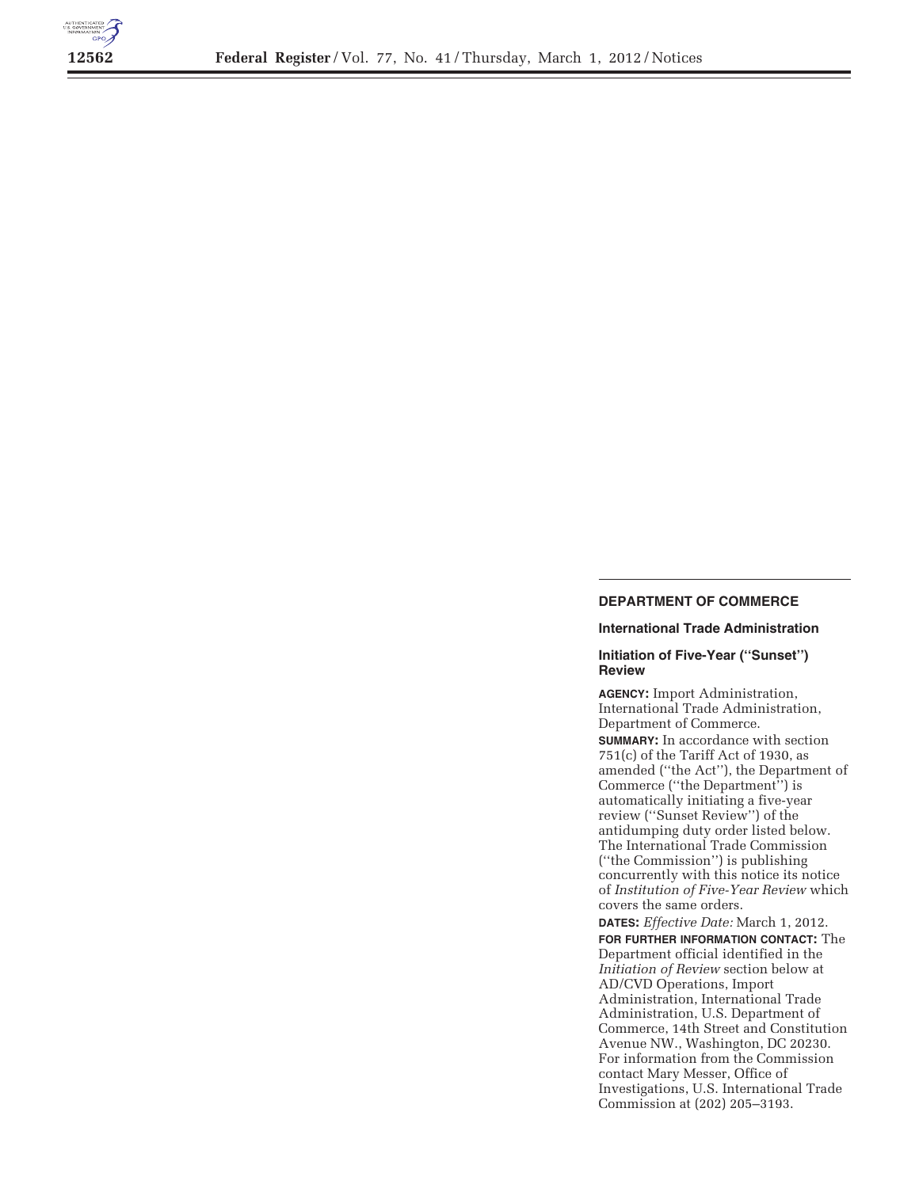## DEPARTMENT OF COMMERCE

### International Trade Administration

### Initiation of Five-Year ("Sunset") Review

**AGENCY:** Import Administration, International Trade Administration, Department of Commerce.

**SUMMARY:** In accordance with section 751(c) of the Tariff Act of 1930, as amended ("the Act"), the Department of Commerce ("the Department") is automatically initiating a five-year review ("Sunset Review") of the antidumping duty order listed below. The International Trade Commission ("the Commission") is publishing concurrently with this notice its notice of *Institution of Five-Year Review* which covers the same orders.

**DATES:** *Effective Date:* March 1, 2012.

**FOR FURTHER INFORMATION CONTACT:** The Department official identified in the *Initiation of Review* section below at AD/CVD Operations, Import Administration, International Trade Administration, U.S. Department of Commerce, 14th Street and Constitution Avenue NW., Washington, DC 20230. For information from the Commission contact Mary Messer, Office of Investigations, U.S. International Trade Commission at (202) 205–3193.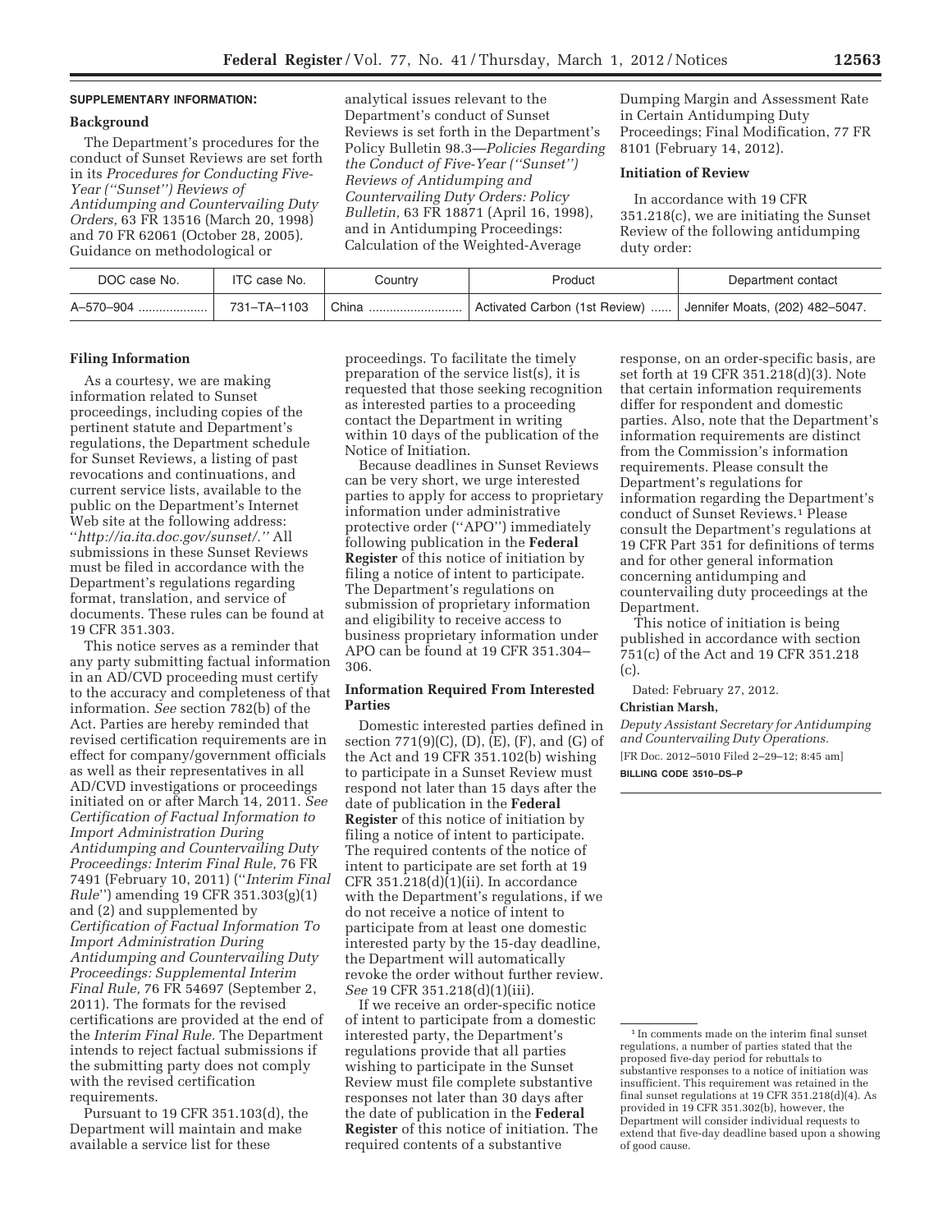**SUPPLEMENTARY INFORMATION:**

**Background**

The Department's procedures for the conduct of Sunset Reviews are set forth in its *Procedures for Conducting Five-Year (''Sunset'') Reviews of Antidumping and Countervailing Duty Orders,* 63 FR 13516 (March 20, 1998) and 70 FR 62061 (October 28, 2005). Guidance on methodological or analytical issues relevant to the Department's conduct of Sunset Reviews is set forth in the Department's Policy Bulletin 98.3—*Policies Regarding the Conduct of Five-Year (''Sunset'') Reviews of Antidumping and Countervailing Duty Orders: Policy Bulletin,* 63 FR 18871 (April 16, 1998), and in Antidumping Proceedings: Calculation of the Weighted-Average Dumping Margin and Assessment Rate in Certain Antidumping Duty Proceedings; Final Modification, 77 FR 8101 (February 14, 2012).

**Initiation of Review**

In accordance with 19 CFR 351.218(c), we are initiating the Sunset Review of the following antidumping duty order:

| DOC case No. | ITC case No. | Country | Product | Department contact |
|---|---|---|---|---|
| A–570–904 | 731–TA–1103 | China | Activated Carbon (1st Review) | Jennifer Moats, (202) 482–5047. |

**Filing Information**

As a courtesy, we are making information related to Sunset proceedings, including copies of the pertinent statute and Department's regulations, the Department schedule for Sunset Reviews, a listing of past revocations and continuations, and current service lists, available to the public on the Department's Internet Web site at the following address: ''*http://ia.ita.doc.gov/sunset/.*'' All submissions in these Sunset Reviews must be filed in accordance with the Department's regulations regarding format, translation, and service of documents. These rules can be found at 19 CFR 351.303.

This notice serves as a reminder that any party submitting factual information in an AD/CVD proceeding must certify to the accuracy and completeness of that information. *See* section 782(b) of the Act. Parties are hereby reminded that revised certification requirements are in effect for company/government officials as well as their representatives in all AD/CVD investigations or proceedings initiated on or after March 14, 2011. *See Certification of Factual Information to Import Administration During Antidumping and Countervailing Duty Proceedings: Interim Final Rule,* 76 FR 7491 (February 10, 2011) (''*Interim Final Rule*'') amending 19 CFR 351.303(g)(1) and (2) and supplemented by *Certification of Factual Information To Import Administration During Antidumping and Countervailing Duty Proceedings: Supplemental Interim Final Rule,* 76 FR 54697 (September 2, 2011). The formats for the revised certifications are provided at the end of the *Interim Final Rule.* The Department intends to reject factual submissions if the submitting party does not comply with the revised certification requirements.

Pursuant to 19 CFR 351.103(d), the Department will maintain and make available a service list for these proceedings. To facilitate the timely preparation of the service list(s), it is requested that those seeking recognition as interested parties to a proceeding contact the Department in writing within 10 days of the publication of the Notice of Initiation.

Because deadlines in Sunset Reviews can be very short, we urge interested parties to apply for access to proprietary information under administrative protective order (''APO'') immediately following publication in the **Federal Register** of this notice of initiation by filing a notice of intent to participate. The Department's regulations on submission of proprietary information and eligibility to receive access to business proprietary information under APO can be found at 19 CFR 351.304–306.

**Information Required From Interested Parties**

Domestic interested parties defined in section 771(9)(C), (D), (E), (F), and (G) of the Act and 19 CFR 351.102(b) wishing to participate in a Sunset Review must respond not later than 15 days after the date of publication in the **Federal Register** of this notice of initiation by filing a notice of intent to participate. The required contents of the notice of intent to participate are set forth at 19 CFR 351.218(d)(1)(ii). In accordance with the Department's regulations, if we do not receive a notice of intent to participate from at least one domestic interested party by the 15-day deadline, the Department will automatically revoke the order without further review. *See* 19 CFR 351.218(d)(1)(iii).

If we receive an order-specific notice of intent to participate from a domestic interested party, the Department's regulations provide that all parties wishing to participate in the Sunset Review must file complete substantive responses not later than 30 days after the date of publication in the **Federal Register** of this notice of initiation. The required contents of a substantive response, on an order-specific basis, are set forth at 19 CFR 351.218(d)(3). Note that certain information requirements differ for respondent and domestic parties. Also, note that the Department's information requirements are distinct from the Commission's information requirements. Please consult the Department's regulations for information regarding the Department's conduct of Sunset Reviews.[1] Please consult the Department's regulations at 19 CFR Part 351 for definitions of terms and for other general information concerning antidumping and countervailing duty proceedings at the Department.

This notice of initiation is being published in accordance with section 751(c) of the Act and 19 CFR 351.218 (c).

Dated: February 27, 2012.

**Christian Marsh,**

*Deputy Assistant Secretary for Antidumping and Countervailing Duty Operations.*

[FR Doc. 2012–5010 Filed 2–29–12; 8:45 am]

**BILLING CODE 3510–DS–P**

[1] In comments made on the interim final sunset regulations, a number of parties stated that the proposed five-day period for rebuttals to substantive responses to a notice of initiation was insufficient. This requirement was retained in the final sunset regulations at 19 CFR 351.218(d)(4). As provided in 19 CFR 351.302(b), however, the Department will consider individual requests to extend that five-day deadline based upon a showing of good cause.